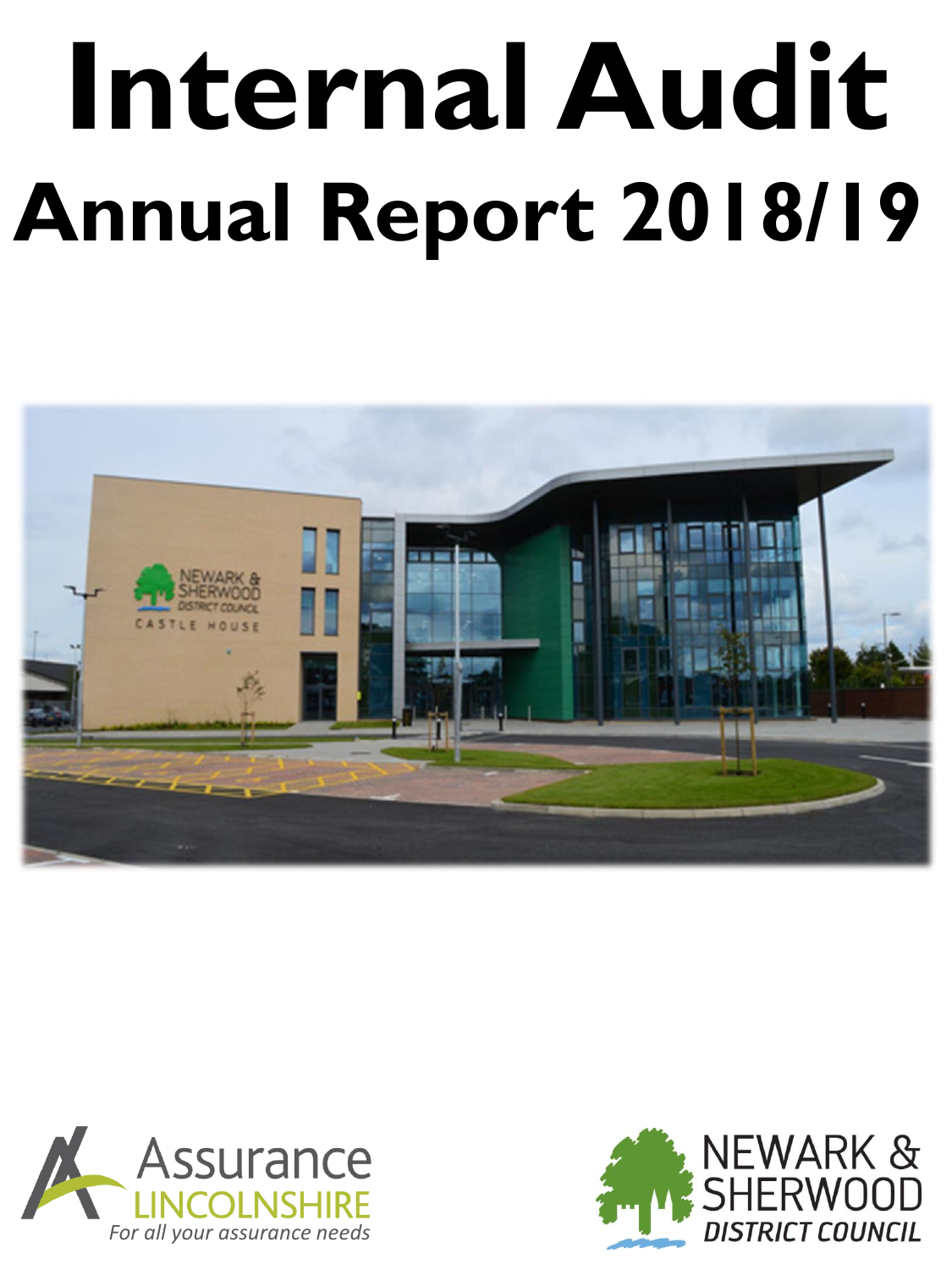# Internal Audit

# Annual Report 2018/19

Assurance LINCOLNSHIRE
*For all your assurance needs*

NEWARK & SHERWOOD
DISTRICT COUNCIL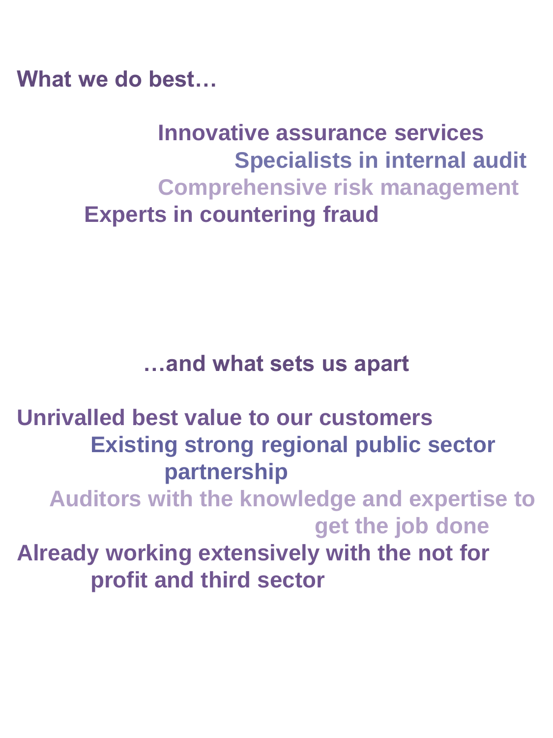## What we do best…

Innovative assurance services

Specialists in internal audit

Comprehensive risk management

Experts in countering fraud

## …and what sets us apart

Unrivalled best value to our customers

Existing strong regional public sector partnership

Auditors with the knowledge and expertise to get the job done

Already working extensively with the not for profit and third sector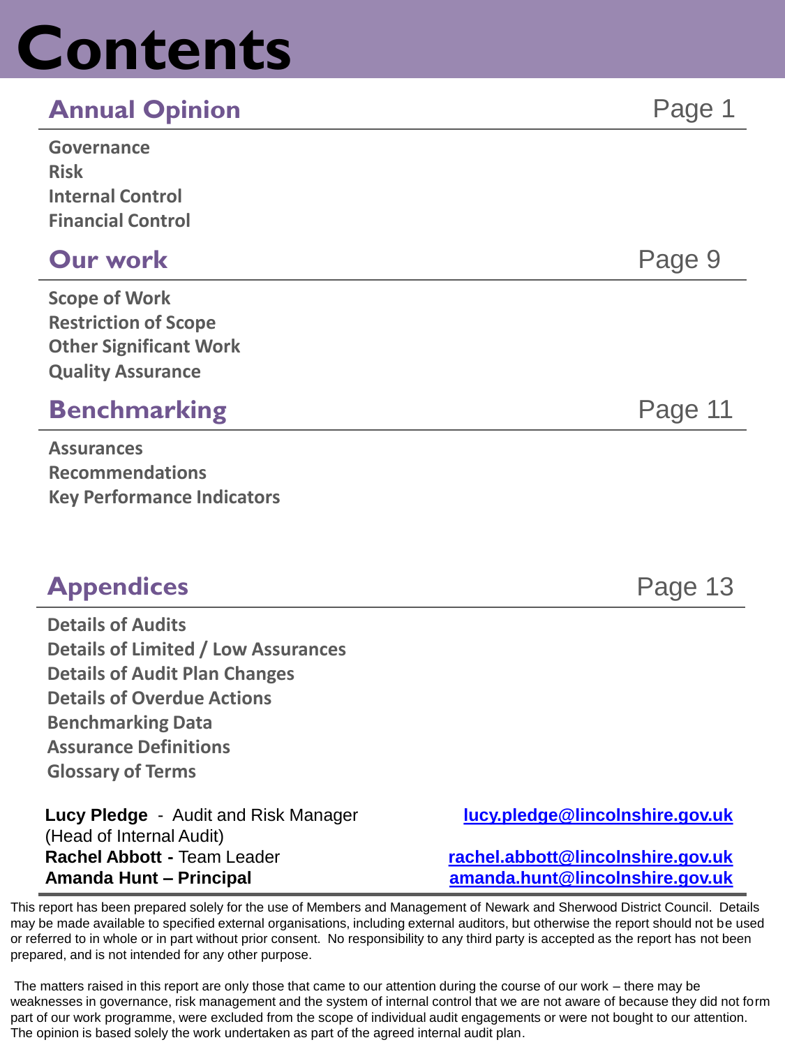# Contents

## Annual Opinion — Page 1

- Governance
- Risk
- Internal Control
- Financial Control

## Our work — Page 9

- Scope of Work
- Restriction of Scope
- Other Significant Work
- Quality Assurance

## Benchmarking — Page 11

- Assurances
- Recommendations
- Key Performance Indicators

## Appendices — Page 13

- Details of Audits
- Details of Limited / Low Assurances
- Details of Audit Plan Changes
- Details of Overdue Actions
- Benchmarking Data
- Assurance Definitions
- Glossary of Terms

**Lucy Pledge** - Audit and Risk Manager (Head of Internal Audit) — lucy.pledge@lincolnshire.gov.uk
**Rachel Abbott -** Team Leader — rachel.abbott@lincolnshire.gov.uk
**Amanda Hunt – Principal** — amanda.hunt@lincolnshire.gov.uk

This report has been prepared solely for the use of Members and Management of Newark and Sherwood District Council. Details may be made available to specified external organisations, including external auditors, but otherwise the report should not be used or referred to in whole or in part without prior consent. No responsibility to any third party is accepted as the report has not been prepared, and is not intended for any other purpose.

The matters raised in this report are only those that came to our attention during the course of our work – there may be weaknesses in governance, risk management and the system of internal control that we are not aware of because they did not form part of our work programme, were excluded from the scope of individual audit engagements or were not bought to our attention. The opinion is based solely the work undertaken as part of the agreed internal audit plan.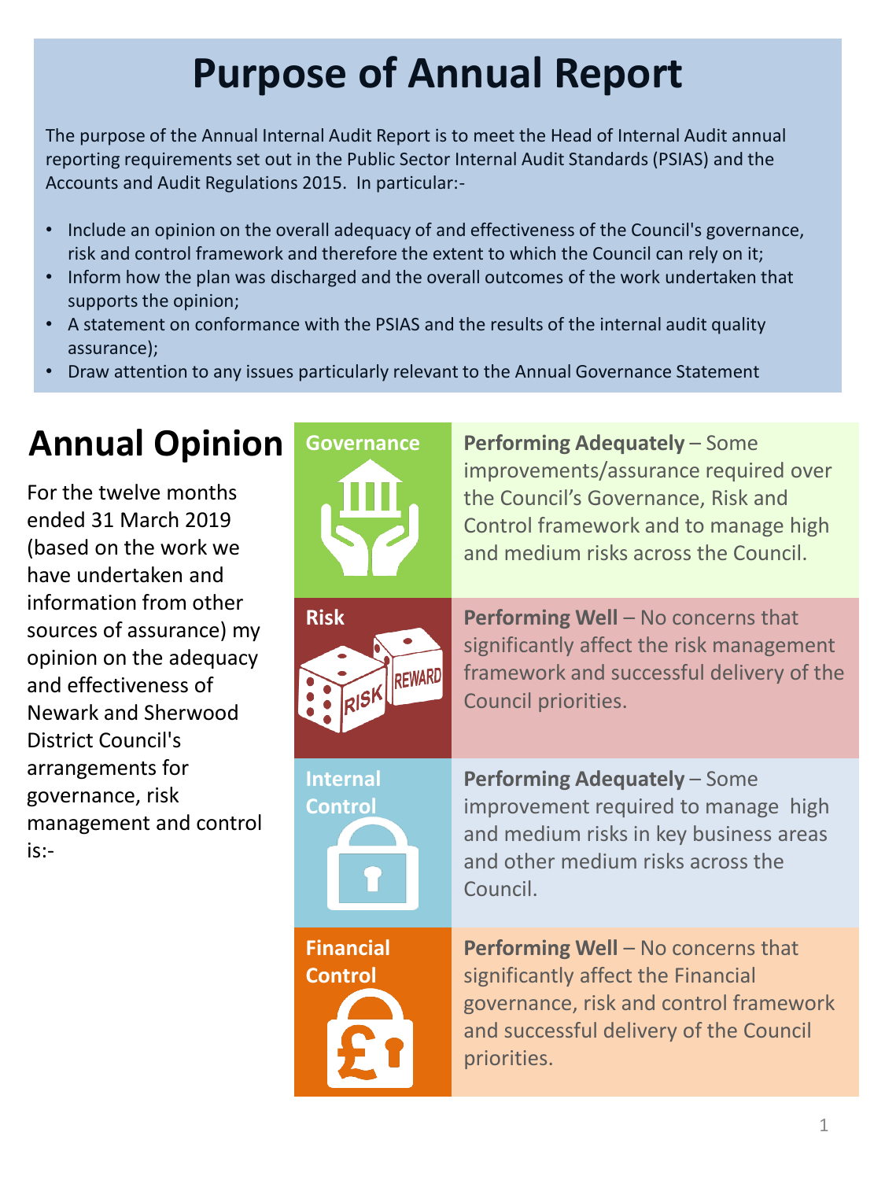# Purpose of Annual Report

The purpose of the Annual Internal Audit Report is to meet the Head of Internal Audit annual reporting requirements set out in the Public Sector Internal Audit Standards (PSIAS) and the Accounts and Audit Regulations 2015. In particular:-

- Include an opinion on the overall adequacy of and effectiveness of the Council's governance, risk and control framework and therefore the extent to which the Council can rely on it;
- Inform how the plan was discharged and the overall outcomes of the work undertaken that supports the opinion;
- A statement on conformance with the PSIAS and the results of the internal audit quality assurance);
- Draw attention to any issues particularly relevant to the Annual Governance Statement

# Annual Opinion

For the twelve months ended 31 March 2019 (based on the work we have undertaken and information from other sources of assurance) my opinion on the adequacy and effectiveness of Newark and Sherwood District Council's arrangements for governance, risk management and control is:-

| | |
|---|---|
| Governance | **Performing Adequately** – Some improvements/assurance required over the Council's Governance, Risk and Control framework and to manage high and medium risks across the Council. |
| Risk | **Performing Well** – No concerns that significantly affect the risk management framework and successful delivery of the Council priorities. |
| Internal Control | **Performing Adequately** – Some improvement required to manage high and medium risks in key business areas and other medium risks across the Council. |
| Financial Control | **Performing Well** – No concerns that significantly affect the Financial governance, risk and control framework and successful delivery of the Council priorities. |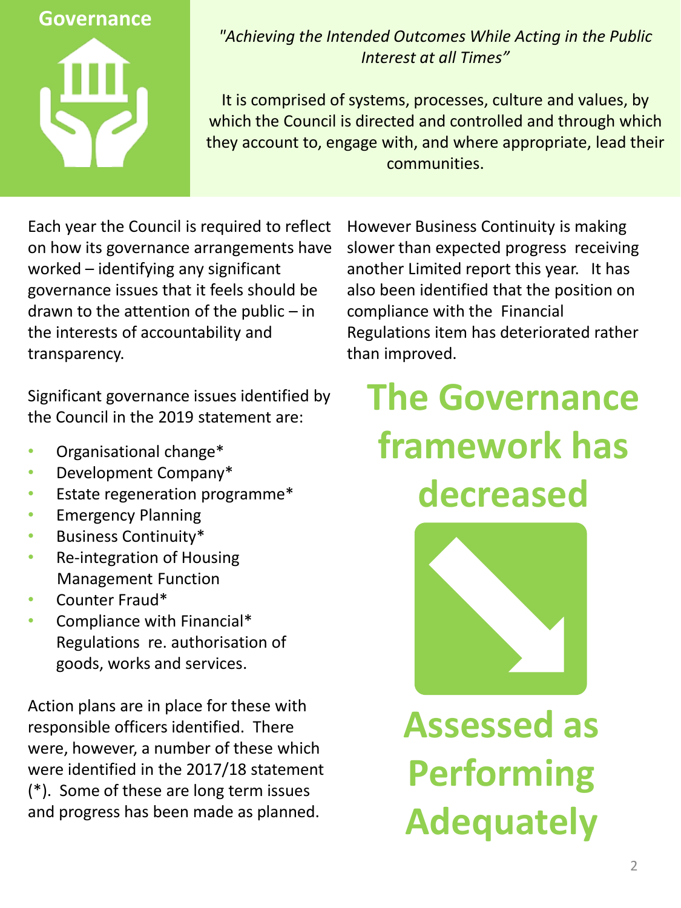# Governance

*"Achieving the Intended Outcomes While Acting in the Public Interest at all Times"*

It is comprised of systems, processes, culture and values, by which the Council is directed and controlled and through which they account to, engage with, and where appropriate, lead their communities.

Each year the Council is required to reflect on how its governance arrangements have worked – identifying any significant governance issues that it feels should be drawn to the attention of the public – in the interests of accountability and transparency.

Significant governance issues identified by the Council in the 2019 statement are:

- Organisational change*
- Development Company*
- Estate regeneration programme*
- Emergency Planning
- Business Continuity*
- Re-integration of Housing Management Function
- Counter Fraud*
- Compliance with Financial* Regulations re. authorisation of goods, works and services.

Action plans are in place for these with responsible officers identified. There were, however, a number of these which were identified in the 2017/18 statement (*). Some of these are long term issues and progress has been made as planned.

However Business Continuity is making slower than expected progress receiving another Limited report this year. It has also been identified that the position on compliance with the Financial Regulations item has deteriorated rather than improved.

## The Governance framework has decreased

## Assessed as Performing Adequately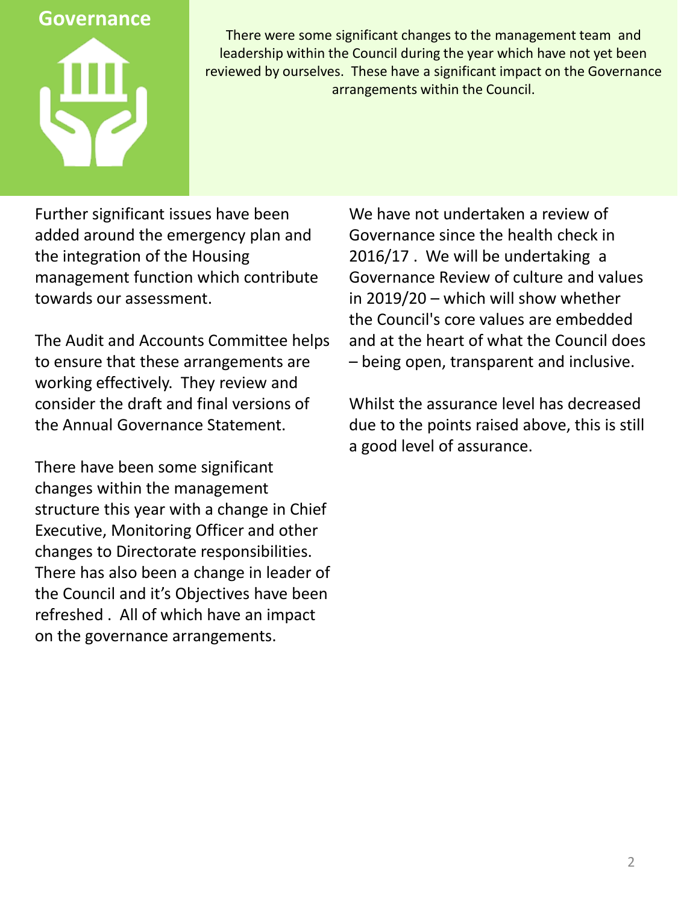# Governance

There were some significant changes to the management team and leadership within the Council during the year which have not yet been reviewed by ourselves. These have a significant impact on the Governance arrangements within the Council.

Further significant issues have been added around the emergency plan and the integration of the Housing management function which contribute towards our assessment.

The Audit and Accounts Committee helps to ensure that these arrangements are working effectively. They review and consider the draft and final versions of the Annual Governance Statement.

There have been some significant changes within the management structure this year with a change in Chief Executive, Monitoring Officer and other changes to Directorate responsibilities. There has also been a change in leader of the Council and it's Objectives have been refreshed . All of which have an impact on the governance arrangements.

We have not undertaken a review of Governance since the health check in 2016/17 . We will be undertaking a Governance Review of culture and values in 2019/20 – which will show whether the Council's core values are embedded and at the heart of what the Council does – being open, transparent and inclusive.

Whilst the assurance level has decreased due to the points raised above, this is still a good level of assurance.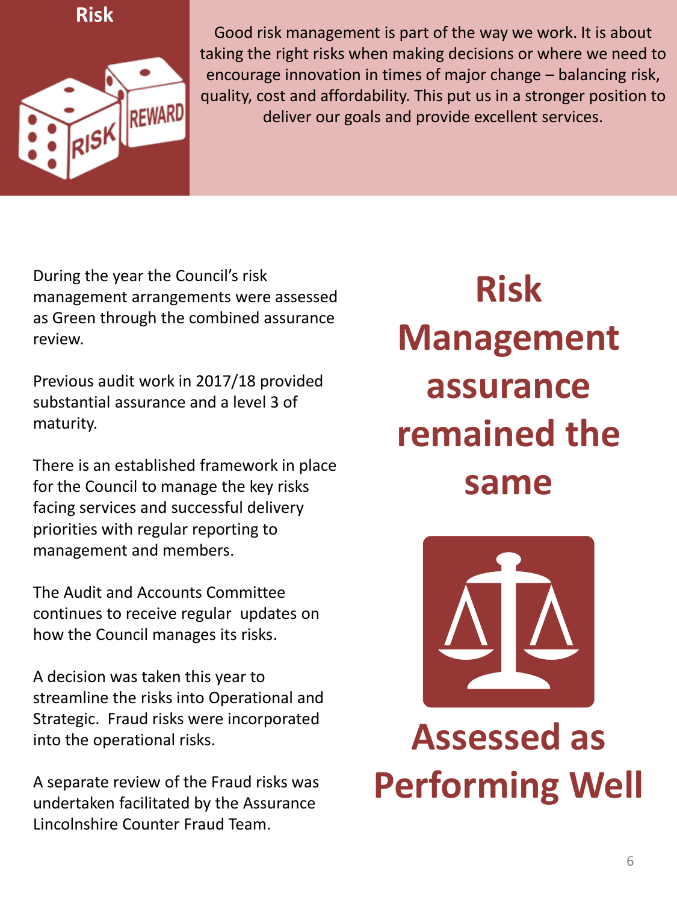# Risk

Good risk management is part of the way we work. It is about taking the right risks when making decisions or where we need to encourage innovation in times of major change – balancing risk, quality, cost and affordability. This put us in a stronger position to deliver our goals and provide excellent services.

During the year the Council's risk management arrangements were assessed as Green through the combined assurance review.

Previous audit work in 2017/18 provided substantial assurance and a level 3 of maturity.

There is an established framework in place for the Council to manage the key risks facing services and successful delivery priorities with regular reporting to management and members.

The Audit and Accounts Committee continues to receive regular updates on how the Council manages its risks.

A decision was taken this year to streamline the risks into Operational and Strategic. Fraud risks were incorporated into the operational risks.

A separate review of the Fraud risks was undertaken facilitated by the Assurance Lincolnshire Counter Fraud Team.

## Risk Management assurance remained the same

## Assessed as Performing Well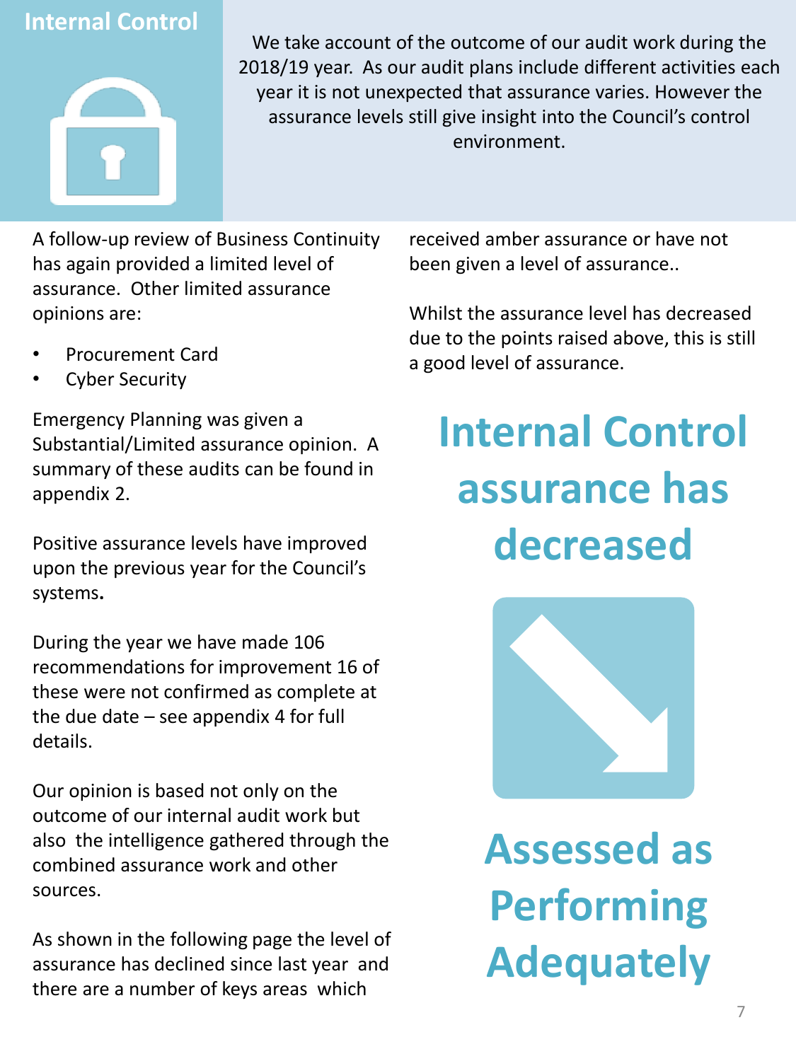## Internal Control

We take account of the outcome of our audit work during the 2018/19 year. As our audit plans include different activities each year it is not unexpected that assurance varies. However the assurance levels still give insight into the Council's control environment.

A follow-up review of Business Continuity has again provided a limited level of assurance. Other limited assurance opinions are:

- Procurement Card
- Cyber Security

Emergency Planning was given a Substantial/Limited assurance opinion. A summary of these audits can be found in appendix 2.

Positive assurance levels have improved upon the previous year for the Council's systems**.**

During the year we have made 106 recommendations for improvement 16 of these were not confirmed as complete at the due date – see appendix 4 for full details.

Our opinion is based not only on the outcome of our internal audit work but also the intelligence gathered through the combined assurance work and other sources.

As shown in the following page the level of assurance has declined since last year and there are a number of keys areas which received amber assurance or have not been given a level of assurance..

Whilst the assurance level has decreased due to the points raised above, this is still a good level of assurance.

**Internal Control assurance has decreased**

**Assessed as Performing Adequately**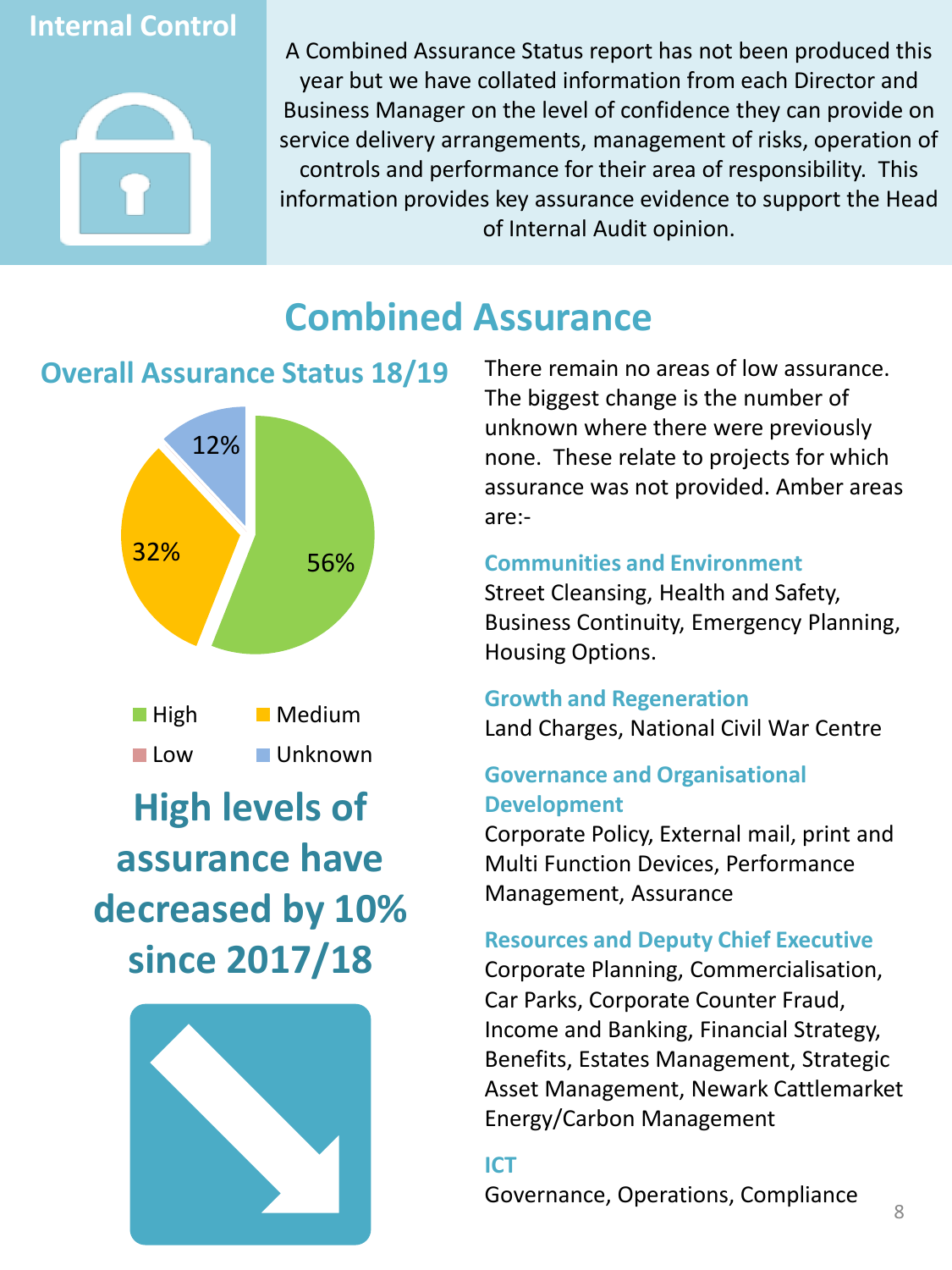## Internal Control

A Combined Assurance Status report has not been produced this year but we have collated information from each Director and Business Manager on the level of confidence they can provide on service delivery arrangements, management of risks, operation of controls and performance for their area of responsibility. This information provides key assurance evidence to support the Head of Internal Audit opinion.

# Combined Assurance

### Overall Assurance Status 18/19

12%

32%

56%

High
Medium
Low
Unknown

**High levels of assurance have decreased by 10% since 2017/18**

There remain no areas of low assurance. The biggest change is the number of unknown where there were previously none. These relate to projects for which assurance was not provided. Amber areas are:-

#### Communities and Environment

Street Cleansing, Health and Safety, Business Continuity, Emergency Planning, Housing Options.

#### Growth and Regeneration

Land Charges, National Civil War Centre

#### Governance and Organisational Development

Corporate Policy, External mail, print and Multi Function Devices, Performance Management, Assurance

#### Resources and Deputy Chief Executive

Corporate Planning, Commercialisation, Car Parks, Corporate Counter Fraud, Income and Banking, Financial Strategy, Benefits, Estates Management, Strategic Asset Management, Newark Cattlemarket Energy/Carbon Management

#### ICT

Governance, Operations, Compliance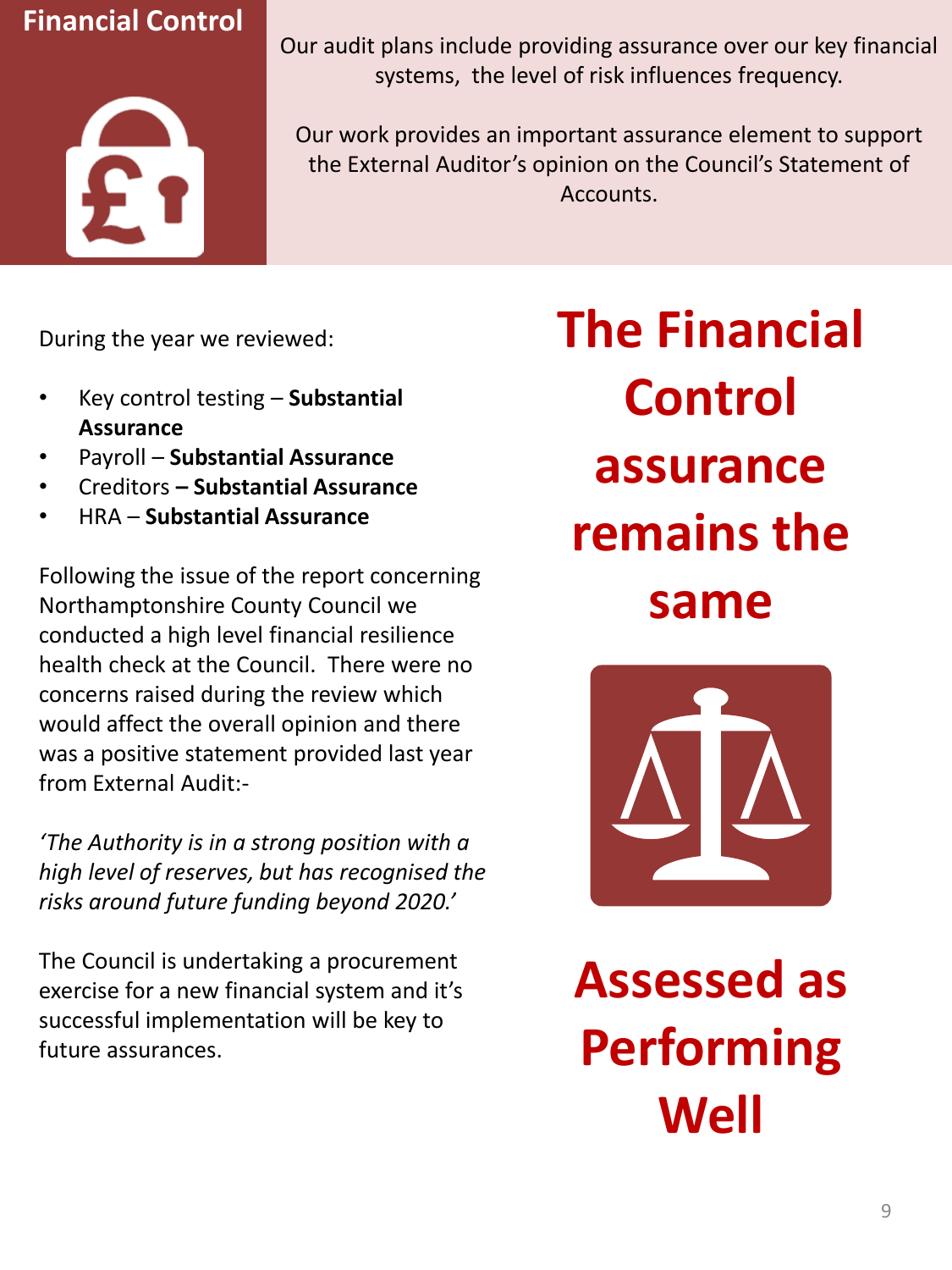## Financial Control

Our audit plans include providing assurance over our key financial systems, the level of risk influences frequency.

Our work provides an important assurance element to support the External Auditor's opinion on the Council's Statement of Accounts.

During the year we reviewed:

- Key control testing – **Substantial Assurance**
- Payroll – **Substantial Assurance**
- Creditors **– Substantial Assurance**
- HRA – **Substantial Assurance**

Following the issue of the report concerning Northamptonshire County Council we conducted a high level financial resilience health check at the Council. There were no concerns raised during the review which would affect the overall opinion and there was a positive statement provided last year from External Audit:-

*'The Authority is in a strong position with a high level of reserves, but has recognised the risks around future funding beyond 2020.'*

The Council is undertaking a procurement exercise for a new financial system and it's successful implementation will be key to future assurances.

**The Financial Control assurance remains the same**

**Assessed as Performing Well**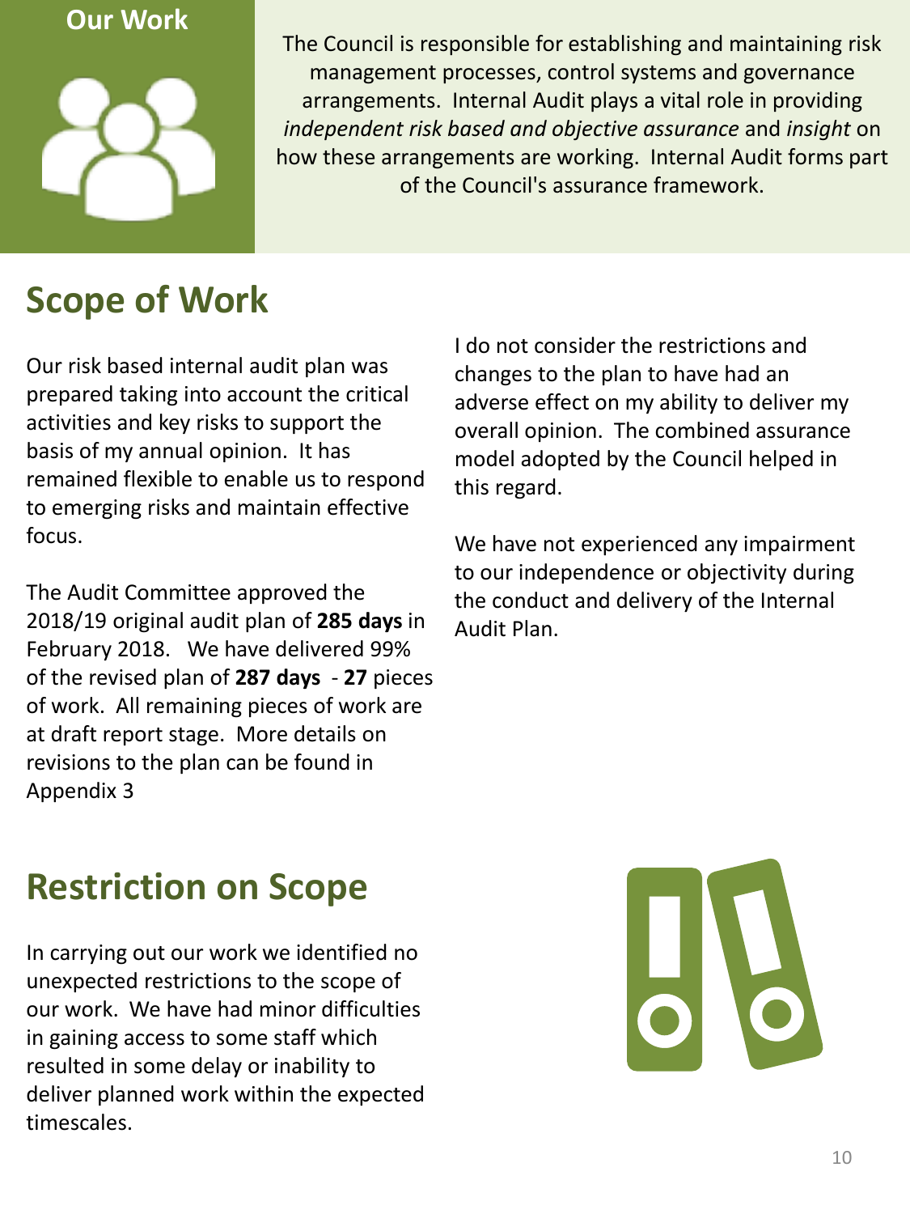## Our Work

The Council is responsible for establishing and maintaining risk management processes, control systems and governance arrangements. Internal Audit plays a vital role in providing *independent risk based and objective assurance* and *insight* on how these arrangements are working. Internal Audit forms part of the Council's assurance framework.

# Scope of Work

Our risk based internal audit plan was prepared taking into account the critical activities and key risks to support the basis of my annual opinion. It has remained flexible to enable us to respond to emerging risks and maintain effective focus.

The Audit Committee approved the 2018/19 original audit plan of **285 days** in February 2018. We have delivered 99% of the revised plan of **287 days** - **27** pieces of work. All remaining pieces of work are at draft report stage. More details on revisions to the plan can be found in Appendix 3

I do not consider the restrictions and changes to the plan to have had an adverse effect on my ability to deliver my overall opinion. The combined assurance model adopted by the Council helped in this regard.

We have not experienced any impairment to our independence or objectivity during the conduct and delivery of the Internal Audit Plan.

# Restriction on Scope

In carrying out our work we identified no unexpected restrictions to the scope of our work. We have had minor difficulties in gaining access to some staff which resulted in some delay or inability to deliver planned work within the expected timescales.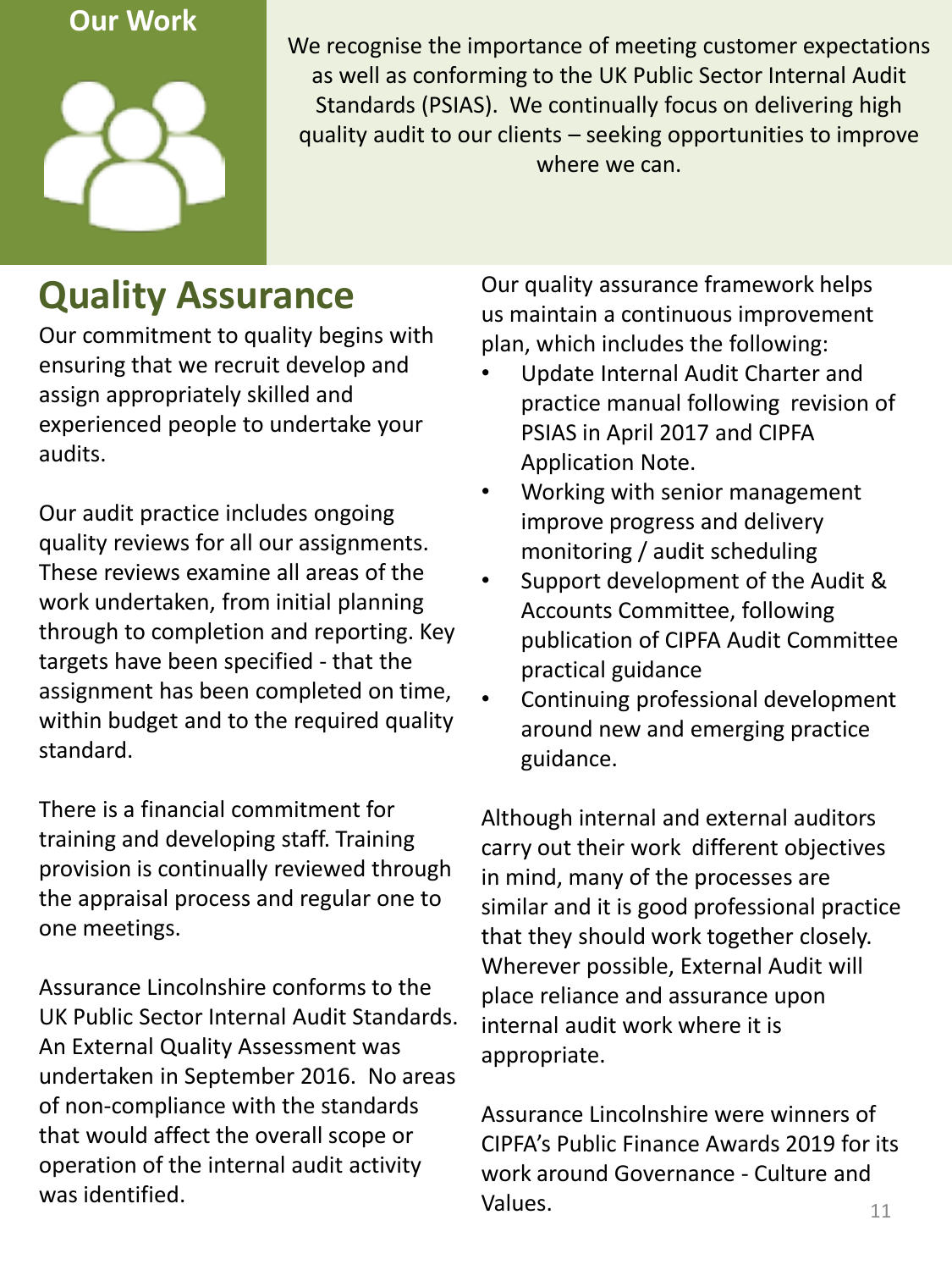## Our Work

We recognise the importance of meeting customer expectations as well as conforming to the UK Public Sector Internal Audit Standards (PSIAS). We continually focus on delivering high quality audit to our clients – seeking opportunities to improve where we can.

# Quality Assurance

Our commitment to quality begins with ensuring that we recruit develop and assign appropriately skilled and experienced people to undertake your audits.

Our audit practice includes ongoing quality reviews for all our assignments. These reviews examine all areas of the work undertaken, from initial planning through to completion and reporting. Key targets have been specified - that the assignment has been completed on time, within budget and to the required quality standard.

There is a financial commitment for training and developing staff. Training provision is continually reviewed through the appraisal process and regular one to one meetings.

Assurance Lincolnshire conforms to the UK Public Sector Internal Audit Standards. An External Quality Assessment was undertaken in September 2016. No areas of non-compliance with the standards that would affect the overall scope or operation of the internal audit activity was identified.

Our quality assurance framework helps us maintain a continuous improvement plan, which includes the following:

- Update Internal Audit Charter and practice manual following revision of PSIAS in April 2017 and CIPFA Application Note.
- Working with senior management improve progress and delivery monitoring / audit scheduling
- Support development of the Audit & Accounts Committee, following publication of CIPFA Audit Committee practical guidance
- Continuing professional development around new and emerging practice guidance.

Although internal and external auditors carry out their work different objectives in mind, many of the processes are similar and it is good professional practice that they should work together closely. Wherever possible, External Audit will place reliance and assurance upon internal audit work where it is appropriate.

Assurance Lincolnshire were winners of CIPFA's Public Finance Awards 2019 for its work around Governance - Culture and Values.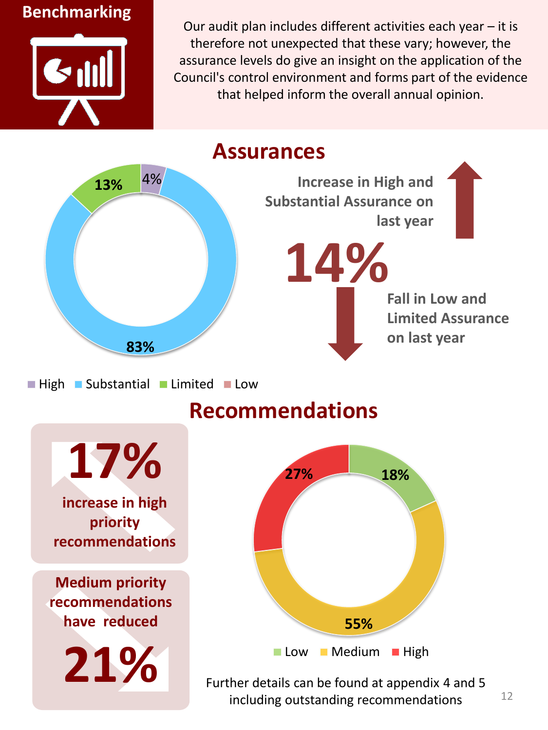## Benchmarking

Our audit plan includes different activities each year – it is therefore not unexpected that these vary; however, the assurance levels do give an insight on the application of the Council's control environment and forms part of the evidence that helped inform the overall annual opinion.

## Assurances

4%
13%
83%

High | Substantial | Limited | Low

**Increase in High and Substantial Assurance on last year**

**14%**

**Fall in Low and Limited Assurance on last year**

## Recommendations

**17%**

**increase in high priority recommendations**

**Medium priority recommendations have reduced**

**21%**

27%
18%
55%

Low | Medium | High

Further details can be found at appendix 4 and 5 including outstanding recommendations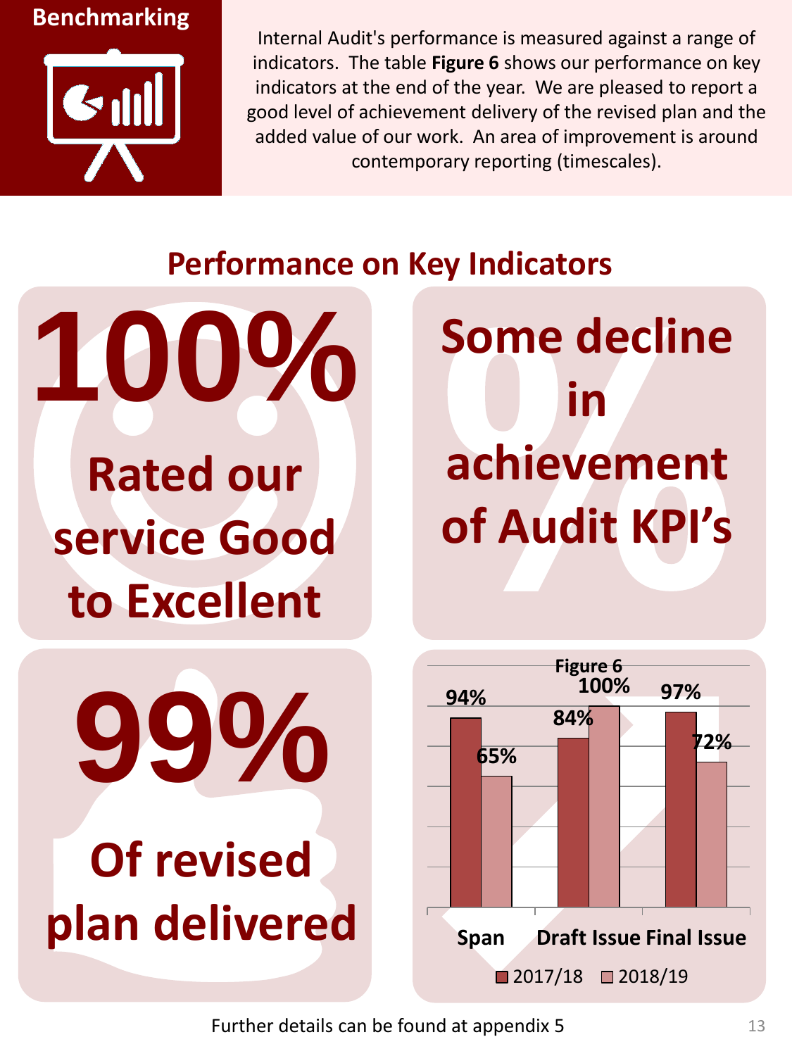## Benchmarking

Internal Audit's performance is measured against a range of indicators. The table **Figure 6** shows our performance on key indicators at the end of the year. We are pleased to report a good level of achievement delivery of the revised plan and the added value of our work. An area of improvement is around contemporary reporting (timescales).

## Performance on Key Indicators

**100%**

**Rated our service Good to Excellent**

**Some decline in achievement of Audit KPI's**

**99%**

**Of revised plan delivered**

Figure 6

94%
65%
84%
100%
97%
72%

Span
Draft Issue
Final Issue

2017/18
2018/19

Further details can be found at appendix 5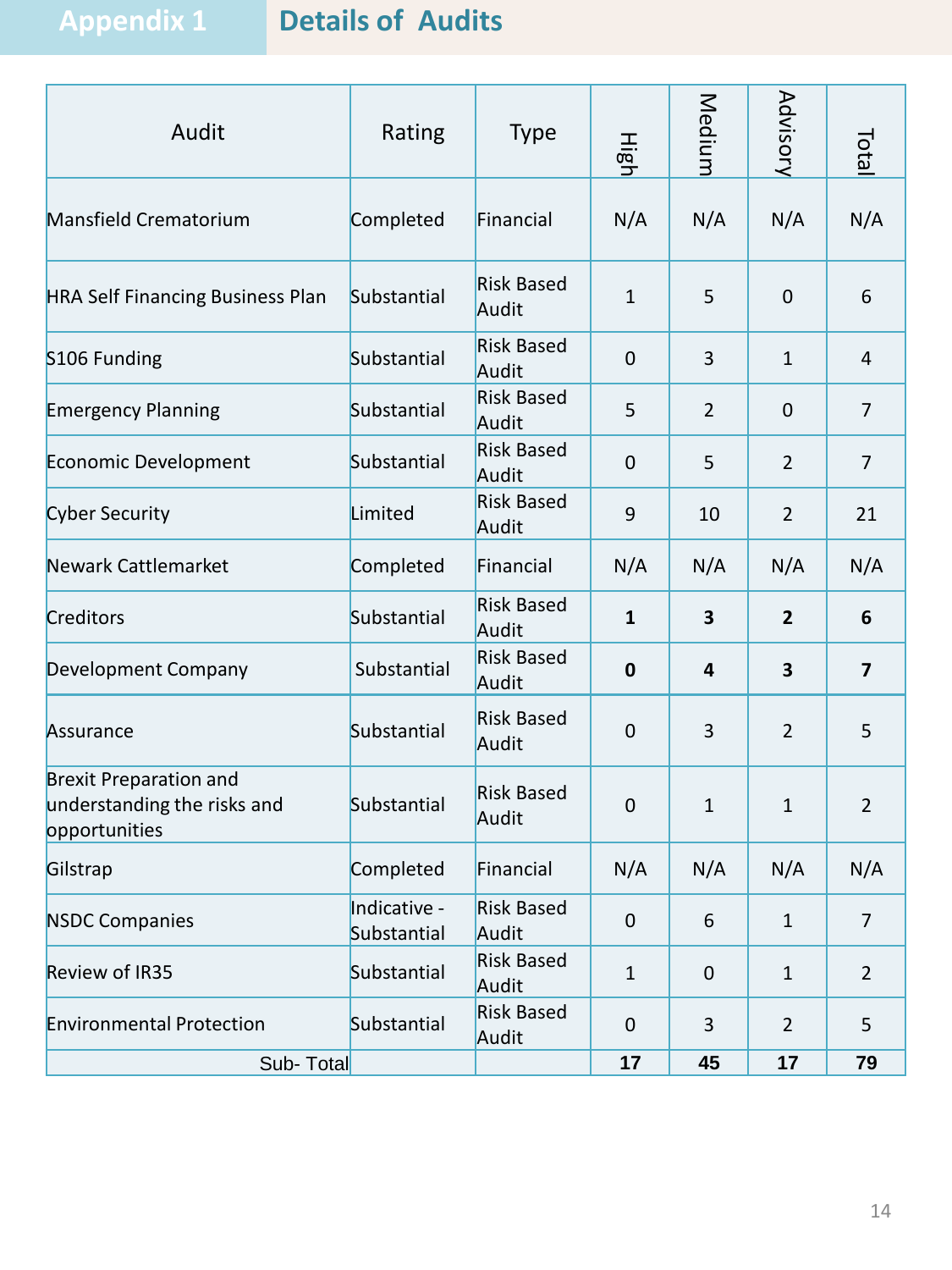# Appendix 1 Details of Audits

| Audit | Rating | Type | High | Medium | Advisory | Total |
|---|---|---|---|---|---|---|
| Mansfield Crematorium | Completed | Financial | N/A | N/A | N/A | N/A |
| HRA Self Financing Business Plan | Substantial | Risk Based Audit | 1 | 5 | 0 | 6 |
| S106 Funding | Substantial | Risk Based Audit | 0 | 3 | 1 | 4 |
| Emergency Planning | Substantial | Risk Based Audit | 5 | 2 | 0 | 7 |
| Economic Development | Substantial | Risk Based Audit | 0 | 5 | 2 | 7 |
| Cyber Security | Limited | Risk Based Audit | 9 | 10 | 2 | 21 |
| Newark Cattlemarket | Completed | Financial | N/A | N/A | N/A | N/A |
| Creditors | Substantial | Risk Based Audit | **1** | **3** | **2** | **6** |
| Development Company | Substantial | Risk Based Audit | **0** | **4** | **3** | **7** |
| Assurance | Substantial | Risk Based Audit | 0 | 3 | 2 | 5 |
| Brexit Preparation and understanding the risks and opportunities | Substantial | Risk Based Audit | 0 | 1 | 1 | 2 |
| Gilstrap | Completed | Financial | N/A | N/A | N/A | N/A |
| NSDC Companies | Indicative - Substantial | Risk Based Audit | 0 | 6 | 1 | 7 |
| Review of IR35 | Substantial | Risk Based Audit | 1 | 0 | 1 | 2 |
| Environmental Protection | Substantial | Risk Based Audit | 0 | 3 | 2 | 5 |
| Sub- Total | | | **17** | **45** | **17** | **79** |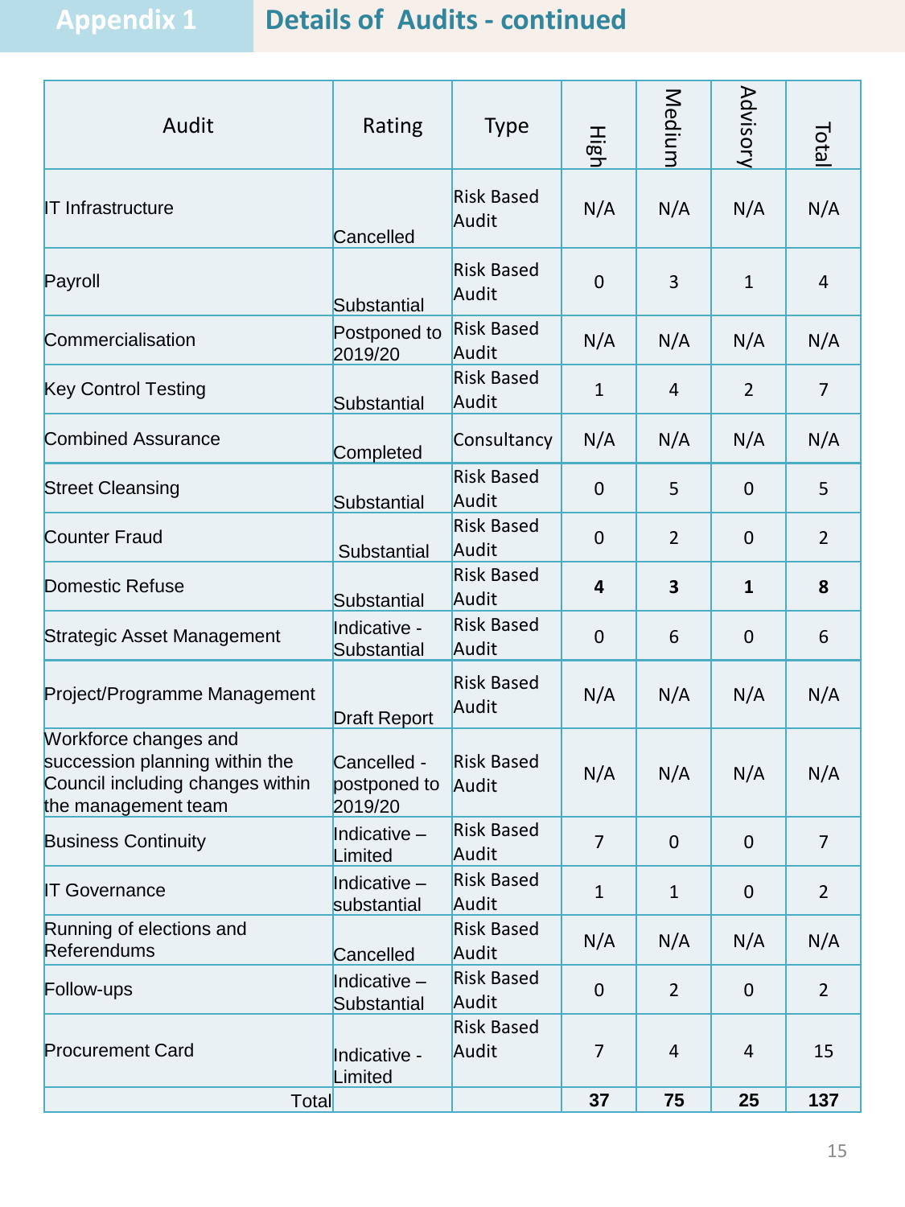# Appendix 1 Details of Audits - continued

| Audit | Rating | Type | High | Medium | Advisory | Total |
|---|---|---|---|---|---|---|
| IT Infrastructure | Cancelled | Risk Based Audit | N/A | N/A | N/A | N/A |
| Payroll | Substantial | Risk Based Audit | 0 | 3 | 1 | 4 |
| Commercialisation | Postponed to 2019/20 | Risk Based Audit | N/A | N/A | N/A | N/A |
| Key Control Testing | Substantial | Risk Based Audit | 1 | 4 | 2 | 7 |
| Combined Assurance | Completed | Consultancy | N/A | N/A | N/A | N/A |
| Street Cleansing | Substantial | Risk Based Audit | 0 | 5 | 0 | 5 |
| Counter Fraud | Substantial | Risk Based Audit | 0 | 2 | 0 | 2 |
| Domestic Refuse | Substantial | Risk Based Audit | **4** | **3** | **1** | **8** |
| Strategic Asset Management | Indicative - Substantial | Risk Based Audit | 0 | 6 | 0 | 6 |
| Project/Programme Management | Draft Report | Risk Based Audit | N/A | N/A | N/A | N/A |
| Workforce changes and succession planning within the Council including changes within the management team | Cancelled - postponed to 2019/20 | Risk Based Audit | N/A | N/A | N/A | N/A |
| Business Continuity | Indicative – Limited | Risk Based Audit | 7 | 0 | 0 | 7 |
| IT Governance | Indicative – substantial | Risk Based Audit | 1 | 1 | 0 | 2 |
| Running of elections and Referendums | Cancelled | Risk Based Audit | N/A | N/A | N/A | N/A |
| Follow-ups | Indicative – Substantial | Risk Based Audit | 0 | 2 | 0 | 2 |
| Procurement Card | Indicative - Limited | Risk Based Audit | 7 | 4 | 4 | 15 |
| Total | | | **37** | **75** | **25** | **137** |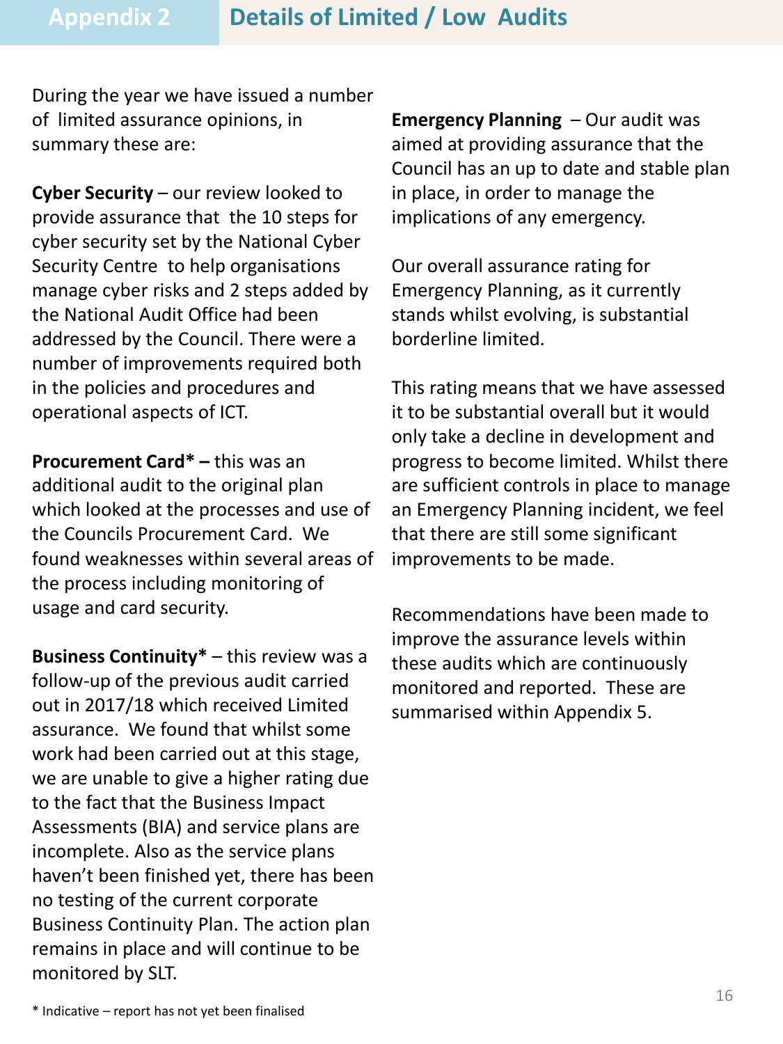# Appendix 2 Details of Limited / Low Audits

During the year we have issued a number of limited assurance opinions, in summary these are:

**Cyber Security** – our review looked to provide assurance that the 10 steps for cyber security set by the National Cyber Security Centre to help organisations manage cyber risks and 2 steps added by the National Audit Office had been addressed by the Council. There were a number of improvements required both in the policies and procedures and operational aspects of ICT.

**Procurement Card* –** this was an additional audit to the original plan which looked at the processes and use of the Councils Procurement Card. We found weaknesses within several areas of the process including monitoring of usage and card security.

**Business Continuity*** – this review was a follow-up of the previous audit carried out in 2017/18 which received Limited assurance. We found that whilst some work had been carried out at this stage, we are unable to give a higher rating due to the fact that the Business Impact Assessments (BIA) and service plans are incomplete. Also as the service plans haven't been finished yet, there has been no testing of the current corporate Business Continuity Plan. The action plan remains in place and will continue to be monitored by SLT.

**Emergency Planning** – Our audit was aimed at providing assurance that the Council has an up to date and stable plan in place, in order to manage the implications of any emergency.

Our overall assurance rating for Emergency Planning, as it currently stands whilst evolving, is substantial borderline limited.

This rating means that we have assessed it to be substantial overall but it would only take a decline in development and progress to become limited. Whilst there are sufficient controls in place to manage an Emergency Planning incident, we feel that there are still some significant improvements to be made.

Recommendations have been made to improve the assurance levels within these audits which are continuously monitored and reported. These are summarised within Appendix 5.

* Indicative – report has not yet been finalised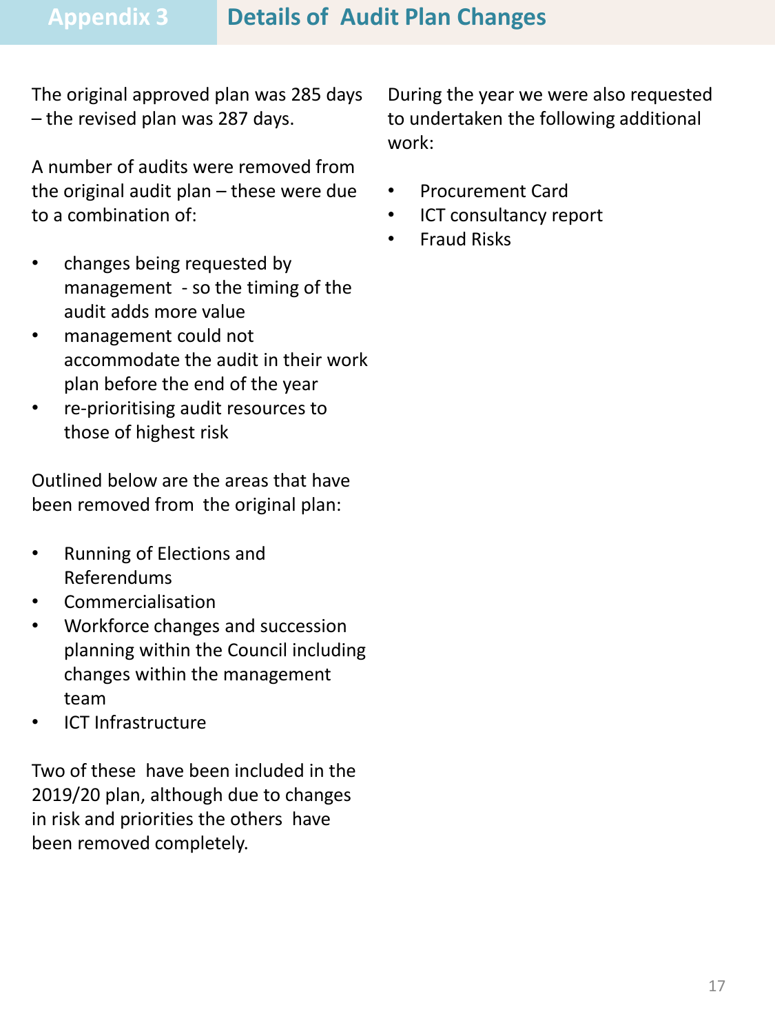# Appendix 3 Details of Audit Plan Changes

The original approved plan was 285 days – the revised plan was 287 days.

A number of audits were removed from the original audit plan – these were due to a combination of:

- changes being requested by management - so the timing of the audit adds more value
- management could not accommodate the audit in their work plan before the end of the year
- re-prioritising audit resources to those of highest risk

Outlined below are the areas that have been removed from the original plan:

- Running of Elections and Referendums
- Commercialisation
- Workforce changes and succession planning within the Council including changes within the management team
- ICT Infrastructure

Two of these have been included in the 2019/20 plan, although due to changes in risk and priorities the others have been removed completely.

During the year we were also requested to undertaken the following additional work:

- Procurement Card
- ICT consultancy report
- Fraud Risks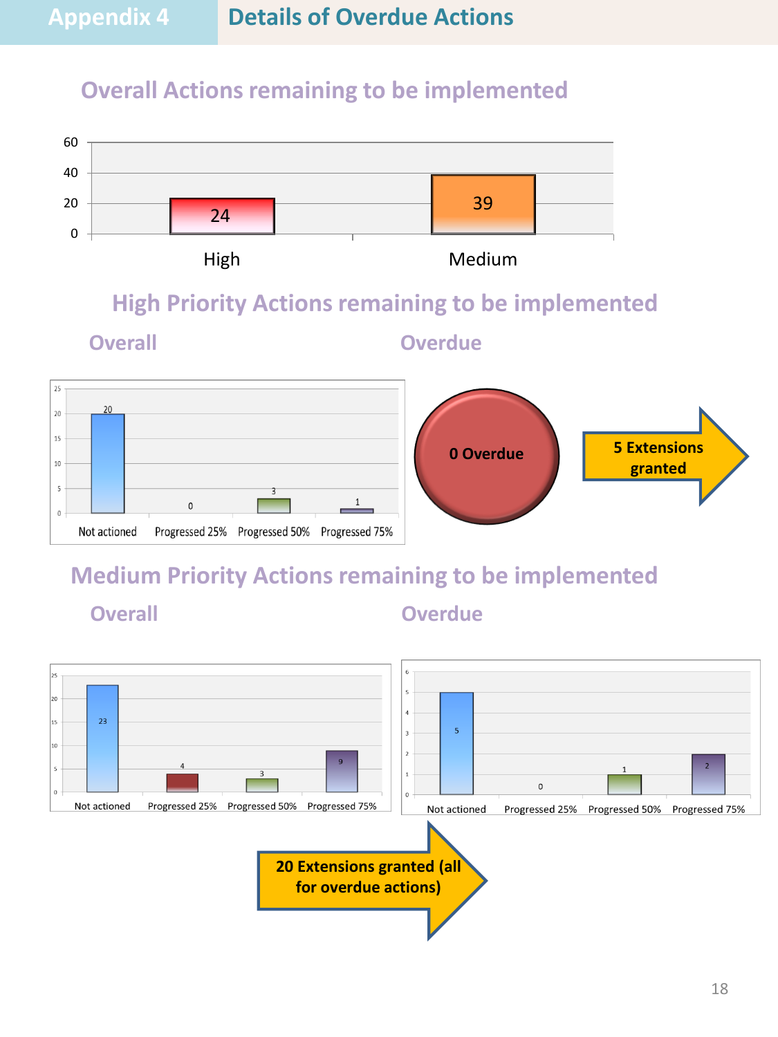# Appendix 4 Details of Overdue Actions

## Overall Actions remaining to be implemented

60
40
20
0
24
39
High
Medium

## High Priority Actions remaining to be implemented

### Overall

25
20
15
10
5
0
20
0
3
1
Not actioned
Progressed 25%
Progressed 50%
Progressed 75%

### Overdue

**0 Overdue**

**5 Extensions granted**

## Medium Priority Actions remaining to be implemented

### Overall

25
20
15
10
5
0
23
4
3
9
Not actioned
Progressed 25%
Progressed 50%
Progressed 75%

### Overdue

6
5
4
3
2
1
0
5
0
1
2
Not actioned
Progressed 25%
Progressed 50%
Progressed 75%

**20 Extensions granted (all for overdue actions)**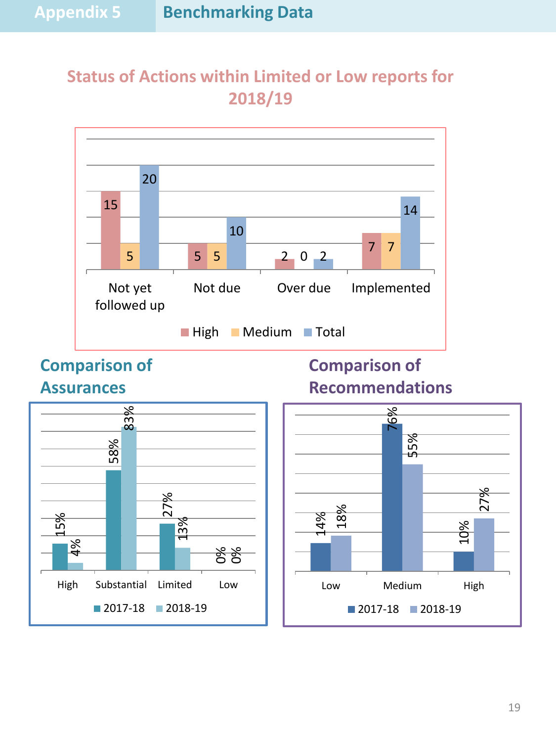# Appendix 5 Benchmarking Data

## Status of Actions within Limited or Low reports for 2018/19

15
5
20
5
5
10
2
0
2
7
7
14

Not yet followed up
Not due
Over due
Implemented

High
Medium
Total

## Comparison of Assurances

15%
4%
58%
83%
27%
13%
0%
0%

High
Substantial
Limited
Low

2017-18
2018-19

## Comparison of Recommendations

14%
18%
76%
55%
10%
27%

Low
Medium
High

2017-18
2018-19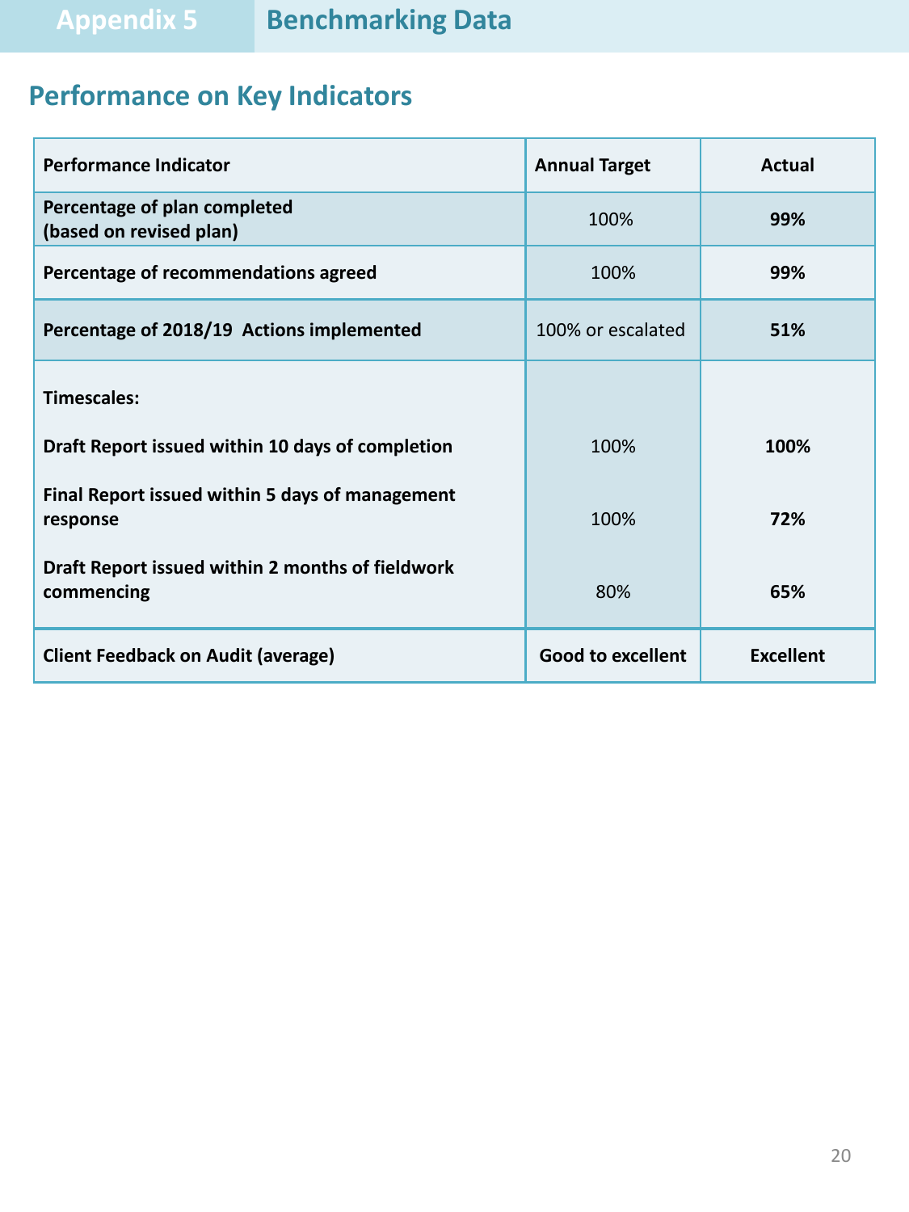# Appendix 5 Benchmarking Data

## Performance on Key Indicators

| Performance Indicator | Annual Target | Actual |
|---|---|---|
| **Percentage of plan completed (based on revised plan)** | 100% | **99%** |
| **Percentage of recommendations agreed** | 100% | **99%** |
| **Percentage of 2018/19 Actions implemented** | 100% or escalated | **51%** |
| **Timescales:** | | |
| **Draft Report issued within 10 days of completion** | 100% | **100%** |
| **Final Report issued within 5 days of management response** | 100% | **72%** |
| **Draft Report issued within 2 months of fieldwork commencing** | 80% | **65%** |
| **Client Feedback on Audit (average)** | **Good to excellent** | **Excellent** |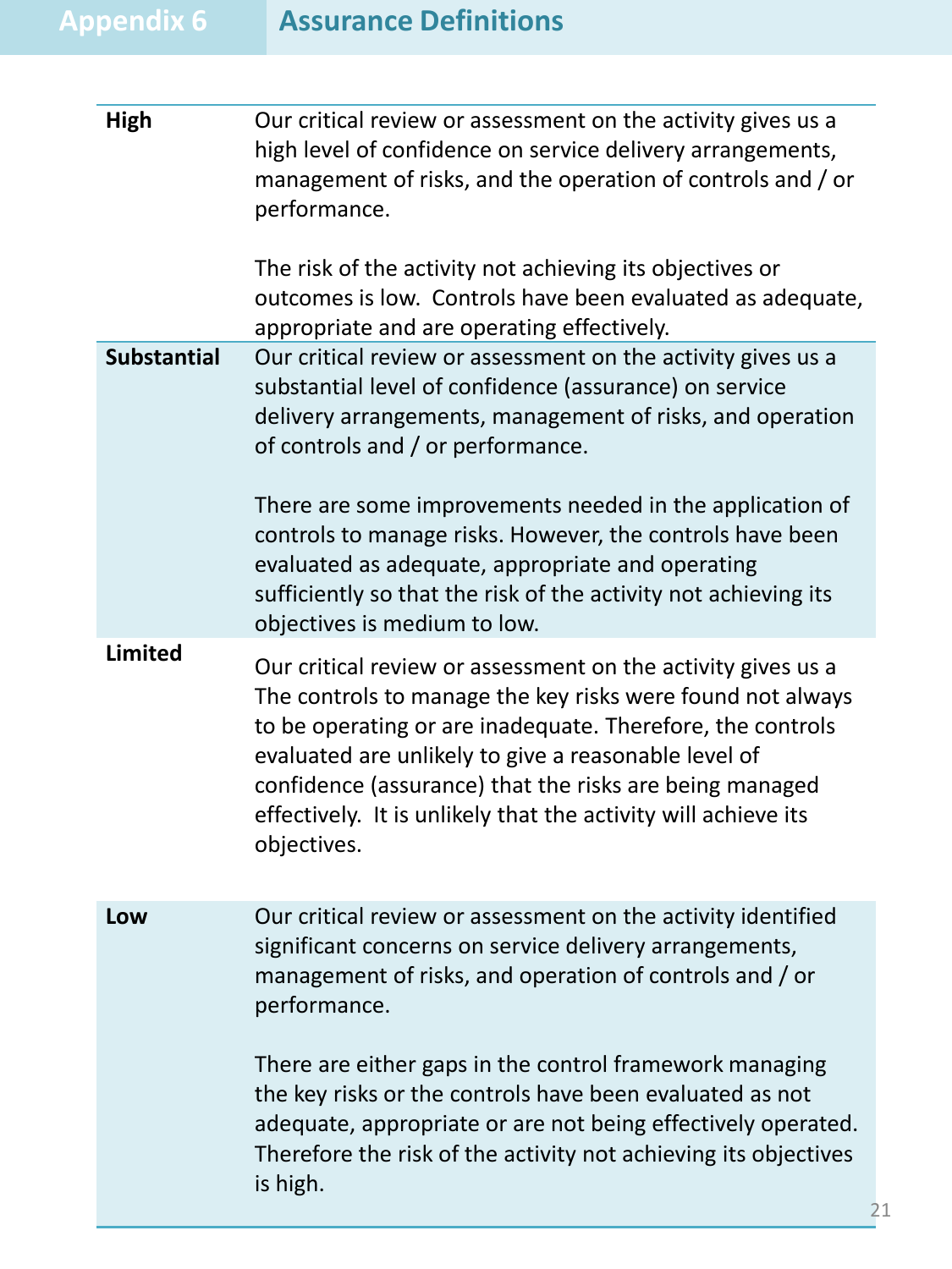# Appendix 6 Assurance Definitions

| | |
|---|---|
| **High** | Our critical review or assessment on the activity gives us a high level of confidence on service delivery arrangements, management of risks, and the operation of controls and / or performance.<br><br>The risk of the activity not achieving its objectives or outcomes is low. Controls have been evaluated as adequate, appropriate and are operating effectively. |
| **Substantial** | Our critical review or assessment on the activity gives us a substantial level of confidence (assurance) on service delivery arrangements, management of risks, and operation of controls and / or performance.<br><br>There are some improvements needed in the application of controls to manage risks. However, the controls have been evaluated as adequate, appropriate and operating sufficiently so that the risk of the activity not achieving its objectives is medium to low. |
| **Limited** | Our critical review or assessment on the activity gives us a The controls to manage the key risks were found not always to be operating or are inadequate. Therefore, the controls evaluated are unlikely to give a reasonable level of confidence (assurance) that the risks are being managed effectively. It is unlikely that the activity will achieve its objectives. |
| **Low** | Our critical review or assessment on the activity identified significant concerns on service delivery arrangements, management of risks, and operation of controls and / or performance.<br><br>There are either gaps in the control framework managing the key risks or the controls have been evaluated as not adequate, appropriate or are not being effectively operated. Therefore the risk of the activity not achieving its objectives is high. |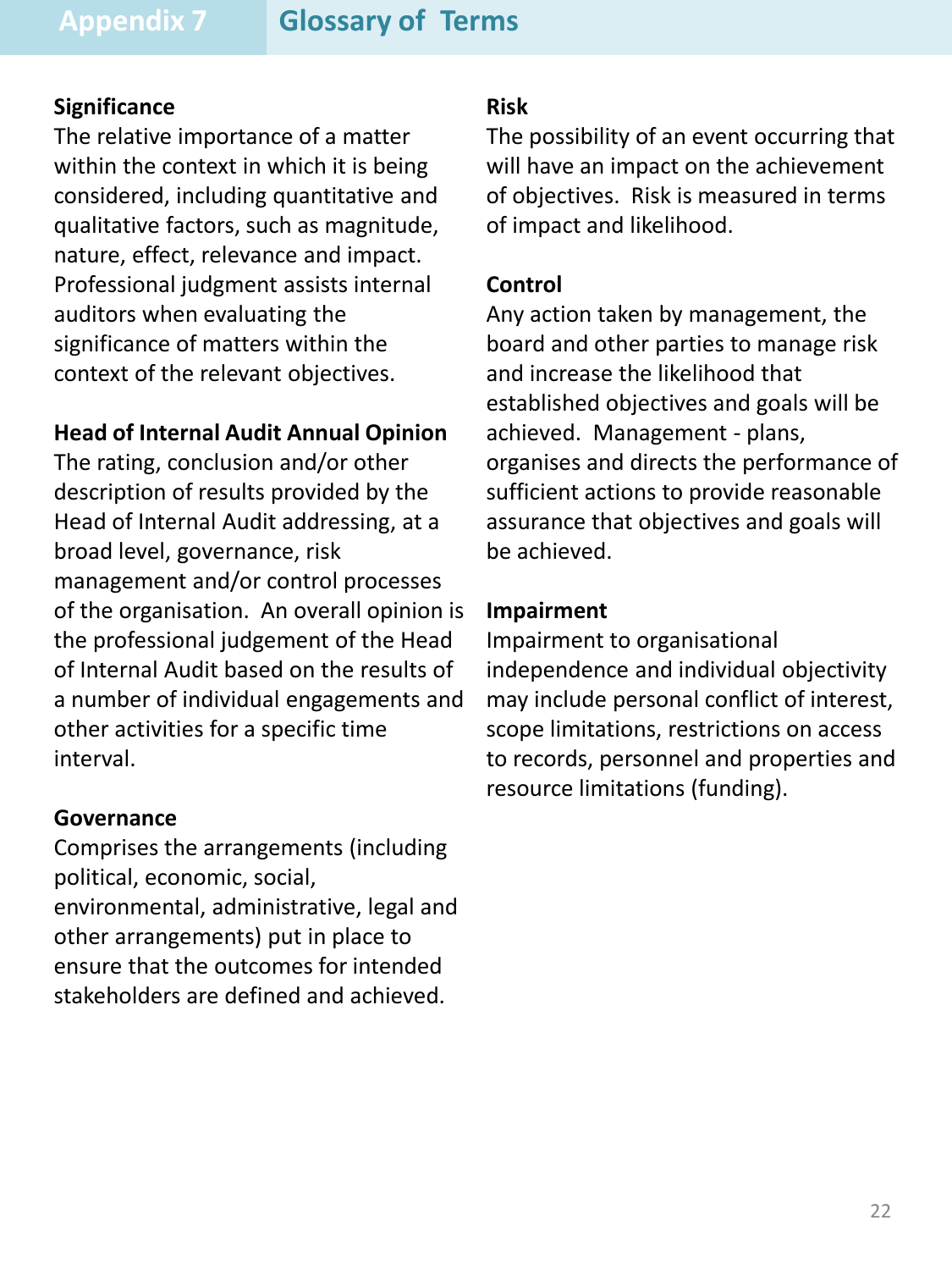# Appendix 7 Glossary of Terms

**Significance**
The relative importance of a matter within the context in which it is being considered, including quantitative and qualitative factors, such as magnitude, nature, effect, relevance and impact. Professional judgment assists internal auditors when evaluating the significance of matters within the context of the relevant objectives.

**Head of Internal Audit Annual Opinion**
The rating, conclusion and/or other description of results provided by the Head of Internal Audit addressing, at a broad level, governance, risk management and/or control processes of the organisation. An overall opinion is the professional judgement of the Head of Internal Audit based on the results of a number of individual engagements and other activities for a specific time interval.

**Governance**
Comprises the arrangements (including political, economic, social, environmental, administrative, legal and other arrangements) put in place to ensure that the outcomes for intended stakeholders are defined and achieved.

**Risk**
The possibility of an event occurring that will have an impact on the achievement of objectives. Risk is measured in terms of impact and likelihood.

**Control**
Any action taken by management, the board and other parties to manage risk and increase the likelihood that established objectives and goals will be achieved. Management - plans, organises and directs the performance of sufficient actions to provide reasonable assurance that objectives and goals will be achieved.

**Impairment**
Impairment to organisational independence and individual objectivity may include personal conflict of interest, scope limitations, restrictions on access to records, personnel and properties and resource limitations (funding).